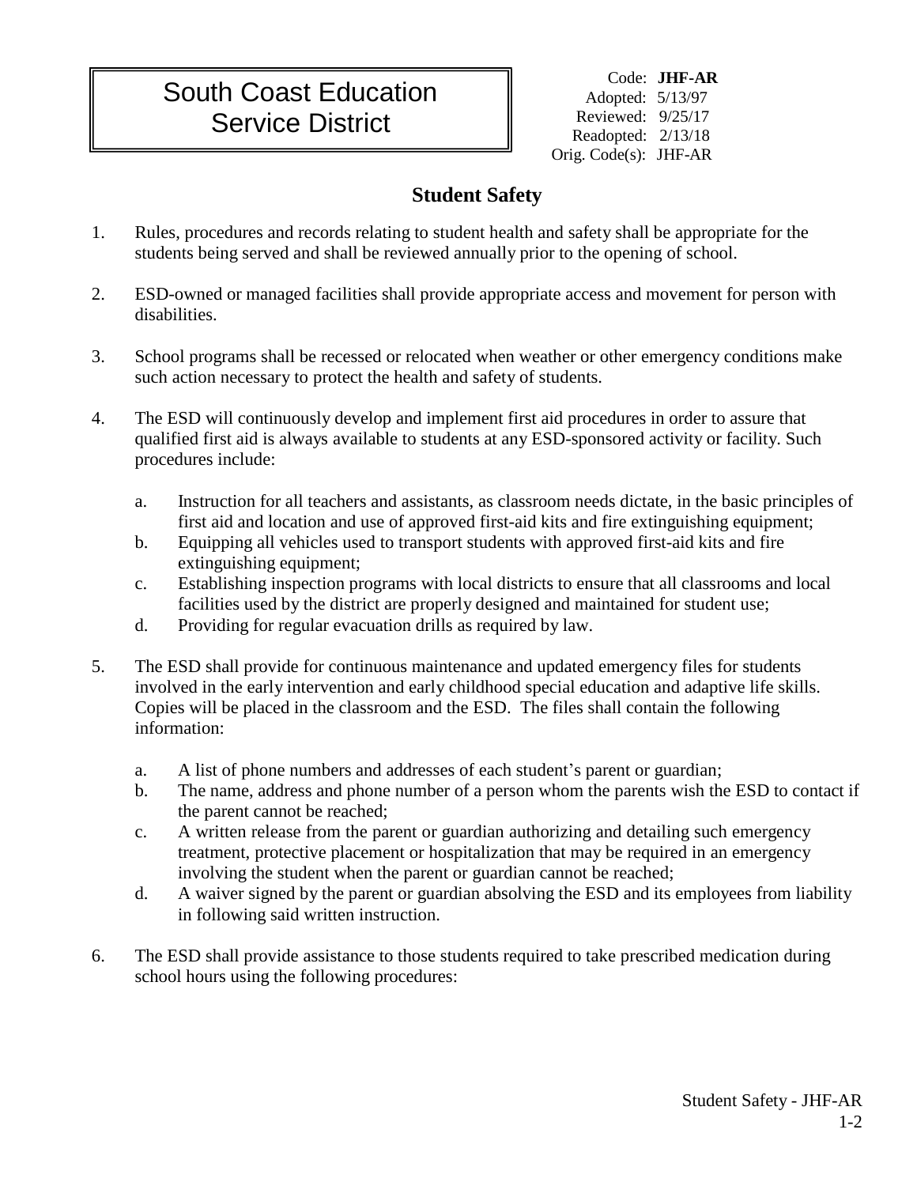# South Coast Education Service District

Code: **JHF-AR**
Adopted: 5/13/97
Reviewed: 9/25/17
Readopted: 2/13/18
Orig. Code(s): JHF-AR

## Student Safety

1. Rules, procedures and records relating to student health and safety shall be appropriate for the students being served and shall be reviewed annually prior to the opening of school.

2. ESD-owned or managed facilities shall provide appropriate access and movement for person with disabilities.

3. School programs shall be recessed or relocated when weather or other emergency conditions make such action necessary to protect the health and safety of students.

4. The ESD will continuously develop and implement first aid procedures in order to assure that qualified first aid is always available to students at any ESD-sponsored activity or facility. Such procedures include:

   a. Instruction for all teachers and assistants, as classroom needs dictate, in the basic principles of first aid and location and use of approved first-aid kits and fire extinguishing equipment;
   b. Equipping all vehicles used to transport students with approved first-aid kits and fire extinguishing equipment;
   c. Establishing inspection programs with local districts to ensure that all classrooms and local facilities used by the district are properly designed and maintained for student use;
   d. Providing for regular evacuation drills as required by law.

5. The ESD shall provide for continuous maintenance and updated emergency files for students involved in the early intervention and early childhood special education and adaptive life skills. Copies will be placed in the classroom and the ESD. The files shall contain the following information:

   a. A list of phone numbers and addresses of each student's parent or guardian;
   b. The name, address and phone number of a person whom the parents wish the ESD to contact if the parent cannot be reached;
   c. A written release from the parent or guardian authorizing and detailing such emergency treatment, protective placement or hospitalization that may be required in an emergency involving the student when the parent or guardian cannot be reached;
   d. A waiver signed by the parent or guardian absolving the ESD and its employees from liability in following said written instruction.

6. The ESD shall provide assistance to those students required to take prescribed medication during school hours using the following procedures: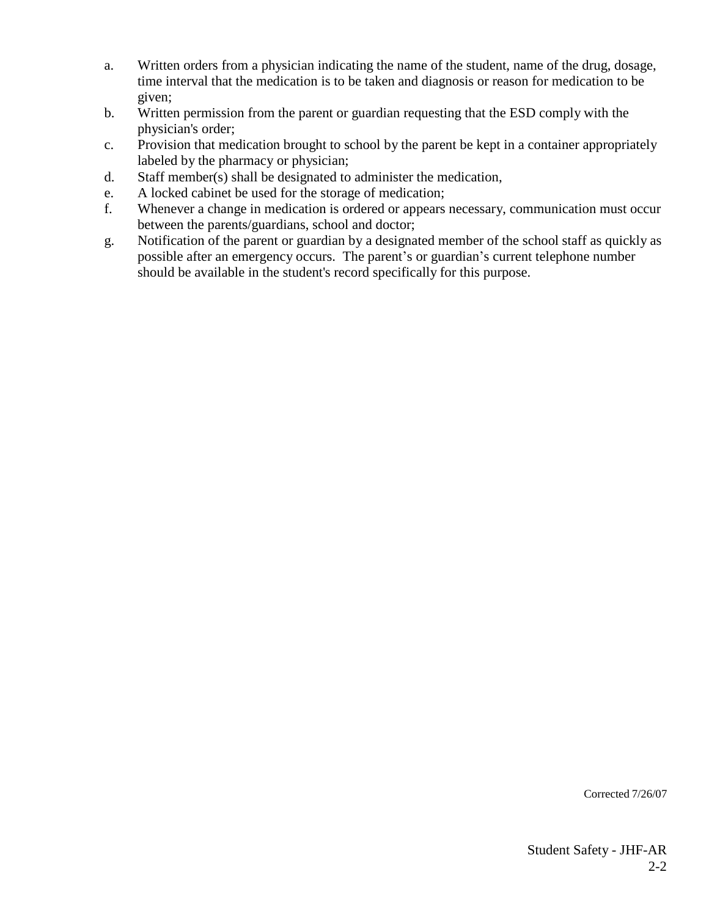a. Written orders from a physician indicating the name of the student, name of the drug, dosage, time interval that the medication is to be taken and diagnosis or reason for medication to be given;
b. Written permission from the parent or guardian requesting that the ESD comply with the physician's order;
c. Provision that medication brought to school by the parent be kept in a container appropriately labeled by the pharmacy or physician;
d. Staff member(s) shall be designated to administer the medication,
e. A locked cabinet be used for the storage of medication;
f. Whenever a change in medication is ordered or appears necessary, communication must occur between the parents/guardians, school and doctor;
g. Notification of the parent or guardian by a designated member of the school staff as quickly as possible after an emergency occurs. The parent's or guardian's current telephone number should be available in the student's record specifically for this purpose.

Corrected 7/26/07